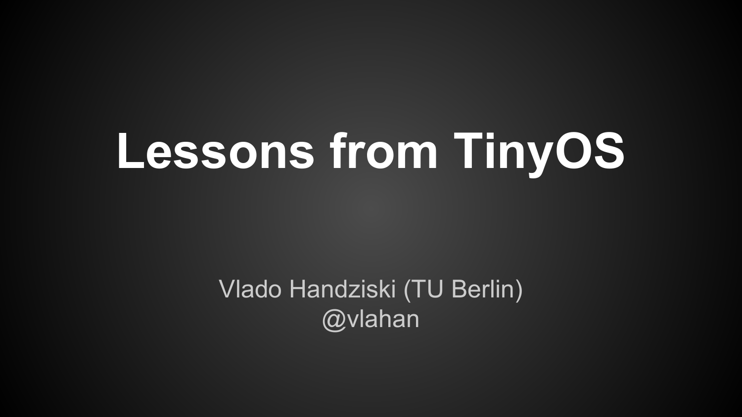# Lessons from TinyOS

Vlado Handziski (TU Berlin)
@vlahan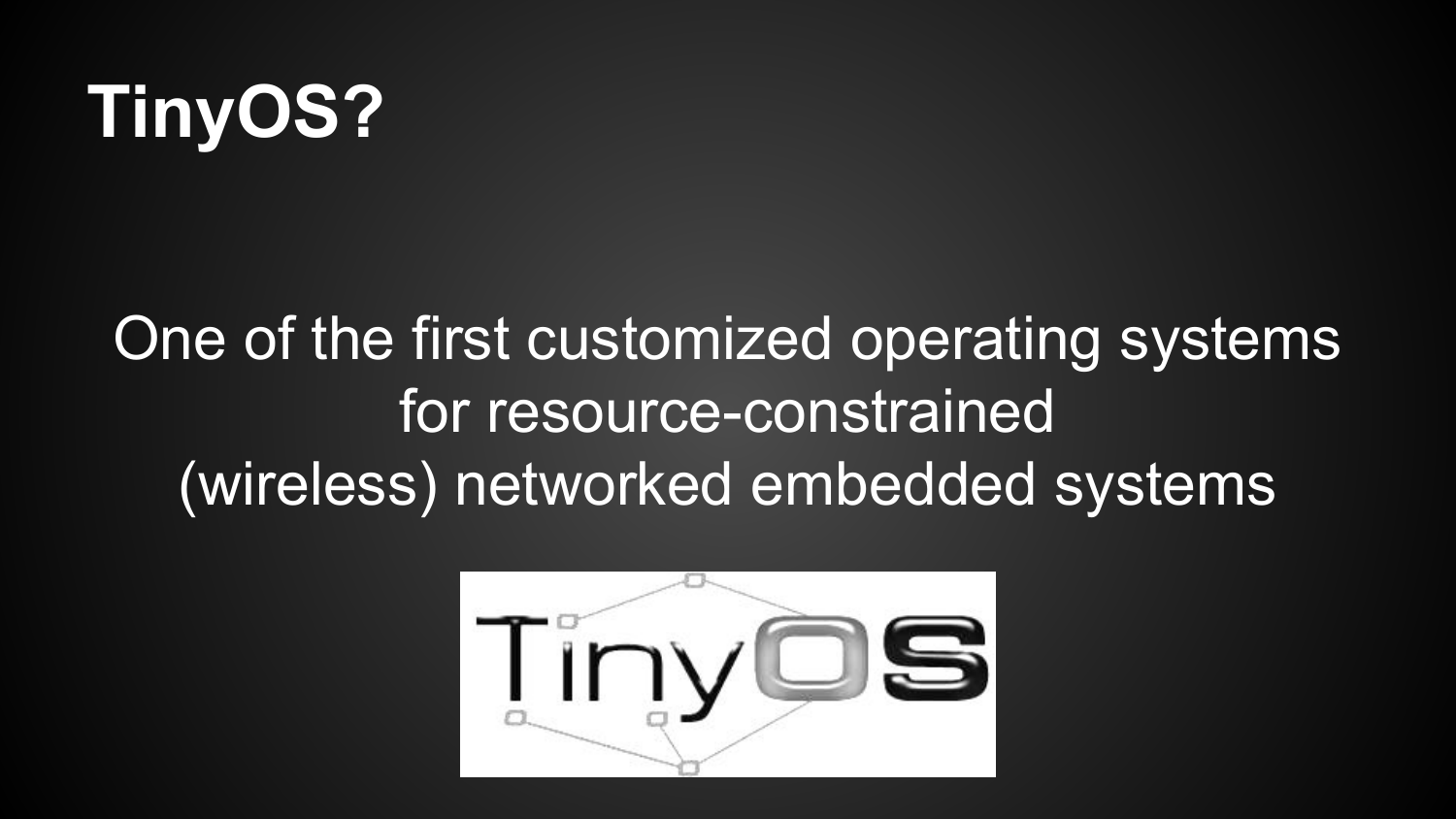# TinyOS?

One of the first customized operating systems for resource-constrained (wireless) networked embedded systems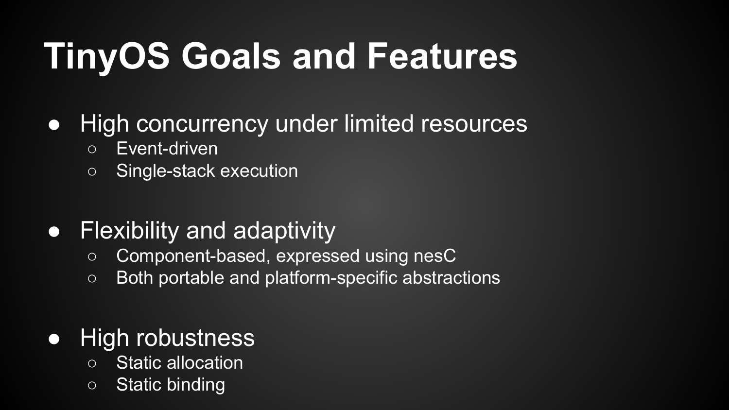# TinyOS Goals and Features

- High concurrency under limited resources
  - Event-driven
  - Single-stack execution

- Flexibility and adaptivity
  - Component-based, expressed using nesC
  - Both portable and platform-specific abstractions

- High robustness
  - Static allocation
  - Static binding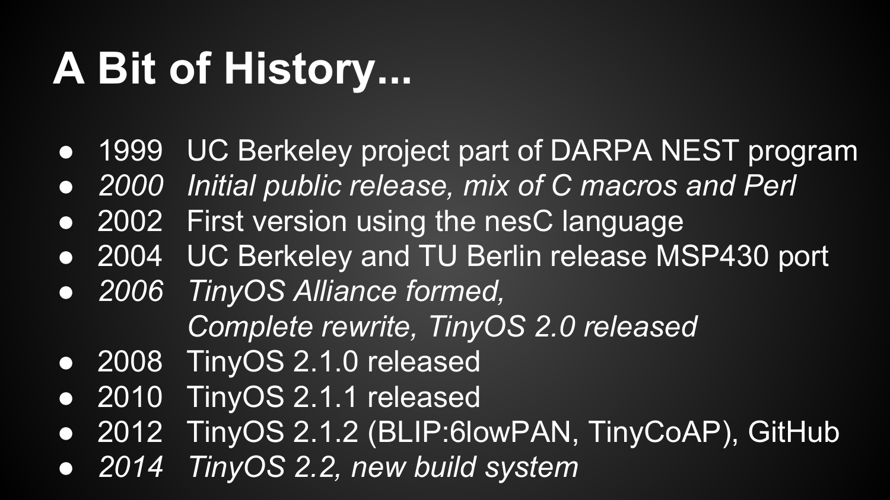# A Bit of History...

- 1999 UC Berkeley project part of DARPA NEST program
- *2000 Initial public release, mix of C macros and Perl*
- 2002 First version using the nesC language
- 2004 UC Berkeley and TU Berlin release MSP430 port
- *2006 TinyOS Alliance formed,*
  *Complete rewrite, TinyOS 2.0 released*
- 2008 TinyOS 2.1.0 released
- 2010 TinyOS 2.1.1 released
- 2012 TinyOS 2.1.2 (BLIP:6lowPAN, TinyCoAP), GitHub
- *2014 TinyOS 2.2, new build system*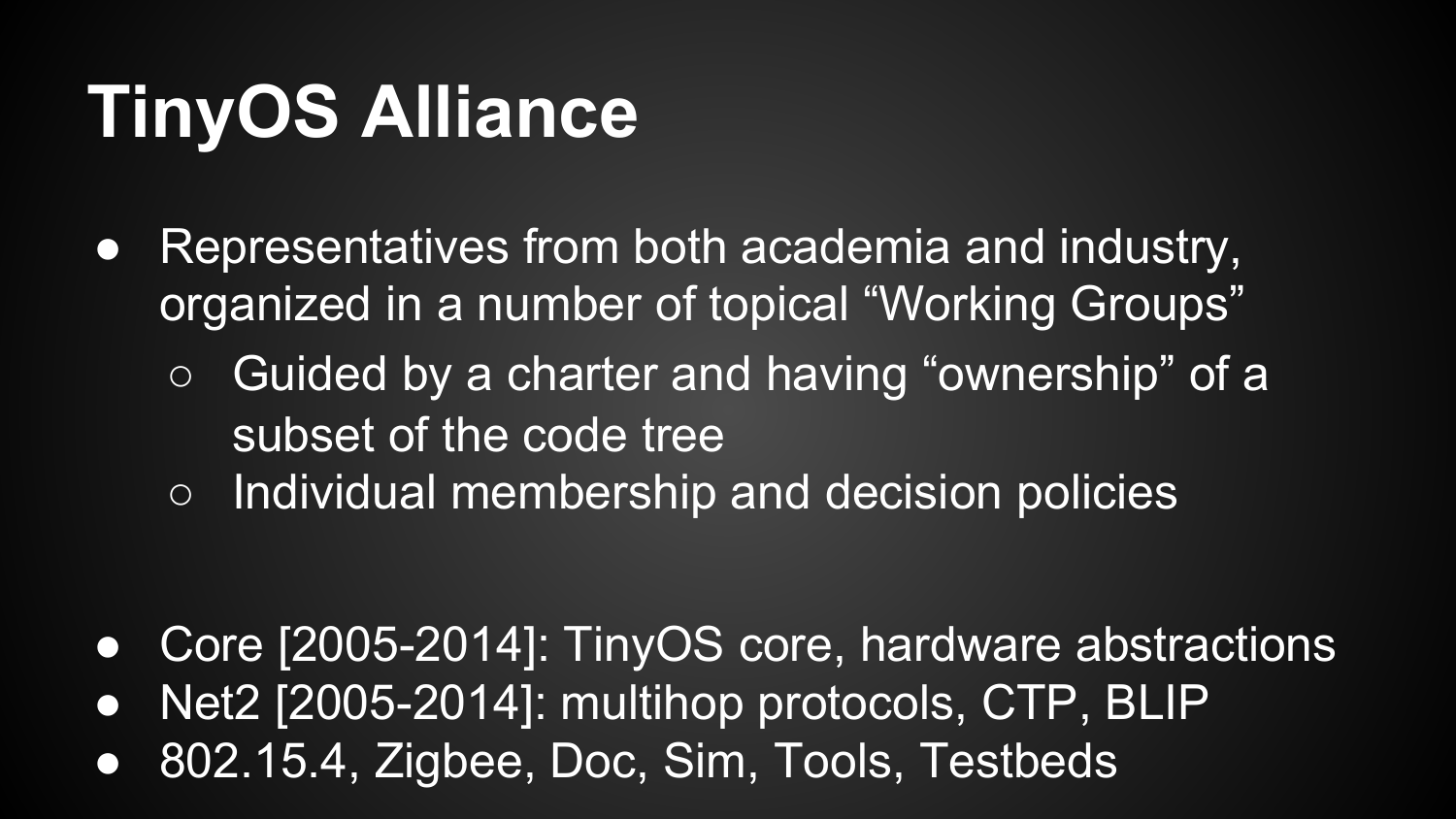# TinyOS Alliance

- Representatives from both academia and industry, organized in a number of topical “Working Groups”
  - Guided by a charter and having “ownership” of a subset of the code tree
  - Individual membership and decision policies

- Core [2005-2014]: TinyOS core, hardware abstractions
- Net2 [2005-2014]: multihop protocols, CTP, BLIP
- 802.15.4, Zigbee, Doc, Sim, Tools, Testbeds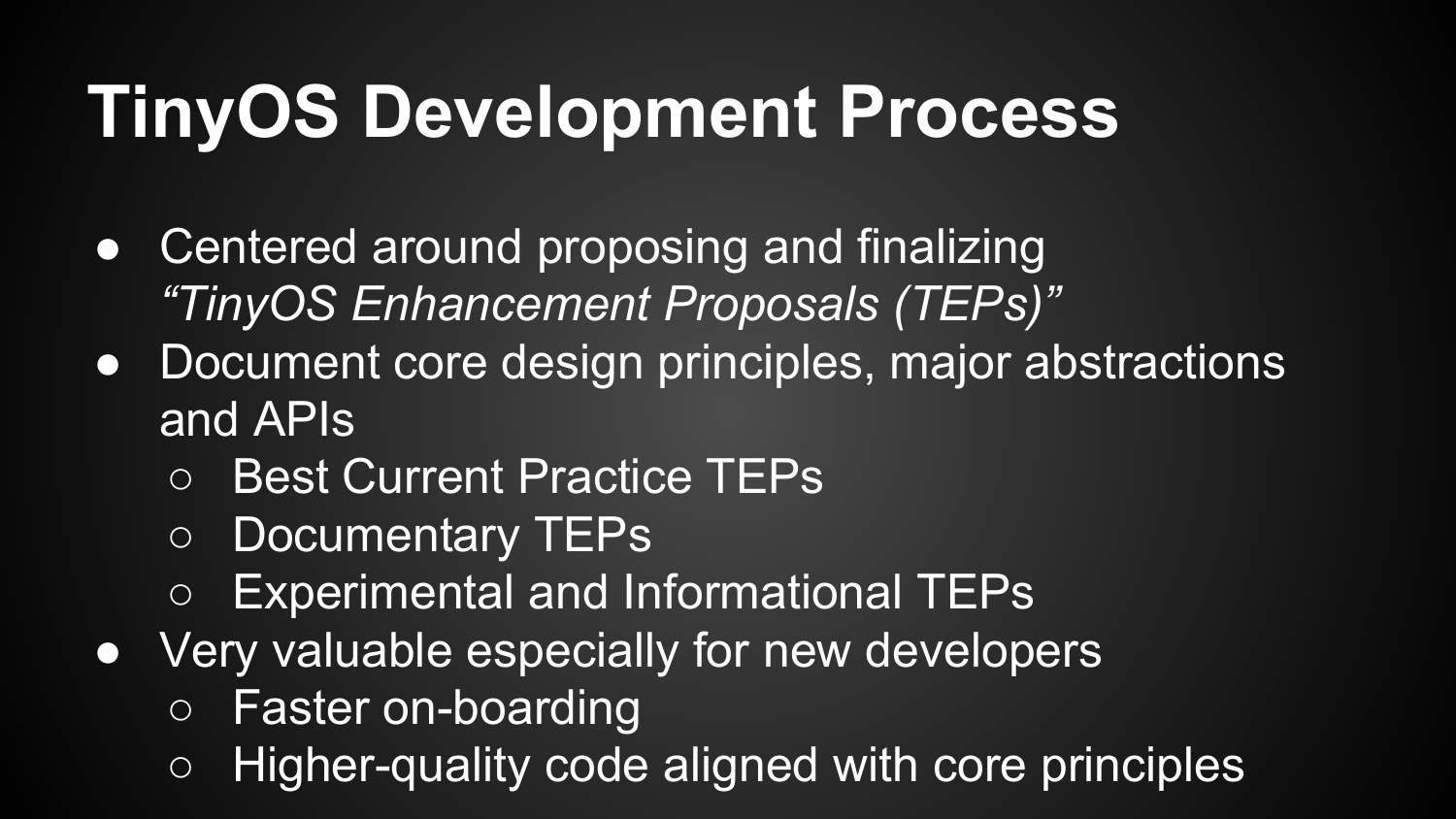# TinyOS Development Process

- Centered around proposing and finalizing *"TinyOS Enhancement Proposals (TEPs)"*
- Document core design principles, major abstractions and APIs
  - Best Current Practice TEPs
  - Documentary TEPs
  - Experimental and Informational TEPs
- Very valuable especially for new developers
  - Faster on-boarding
  - Higher-quality code aligned with core principles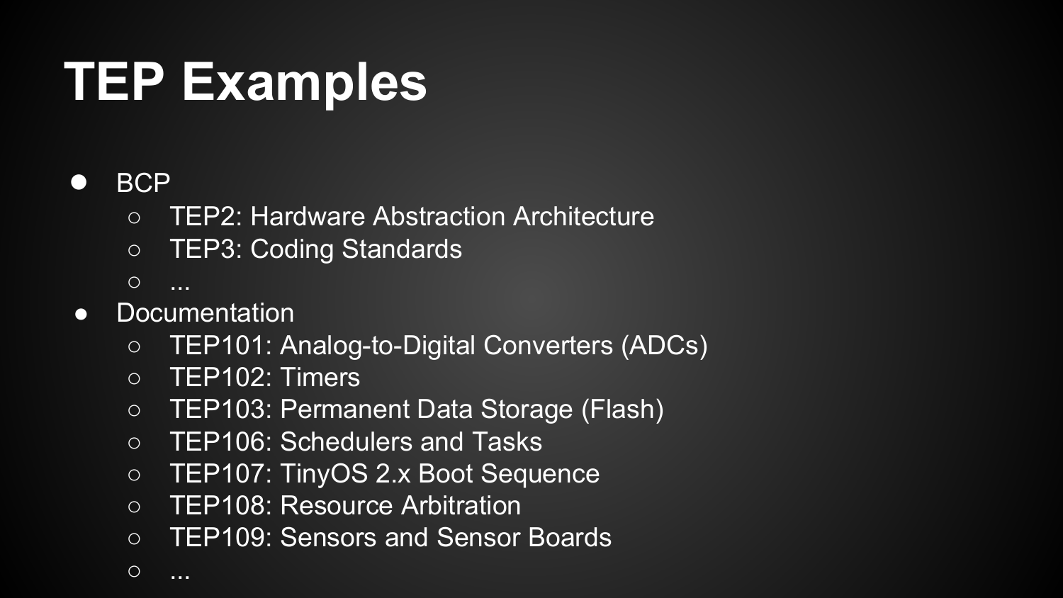# TEP Examples

- BCP
  - TEP2: Hardware Abstraction Architecture
  - TEP3: Coding Standards
  - ...
- Documentation
  - TEP101: Analog-to-Digital Converters (ADCs)
  - TEP102: Timers
  - TEP103: Permanent Data Storage (Flash)
  - TEP106: Schedulers and Tasks
  - TEP107: TinyOS 2.x Boot Sequence
  - TEP108: Resource Arbitration
  - TEP109: Sensors and Sensor Boards
  - ...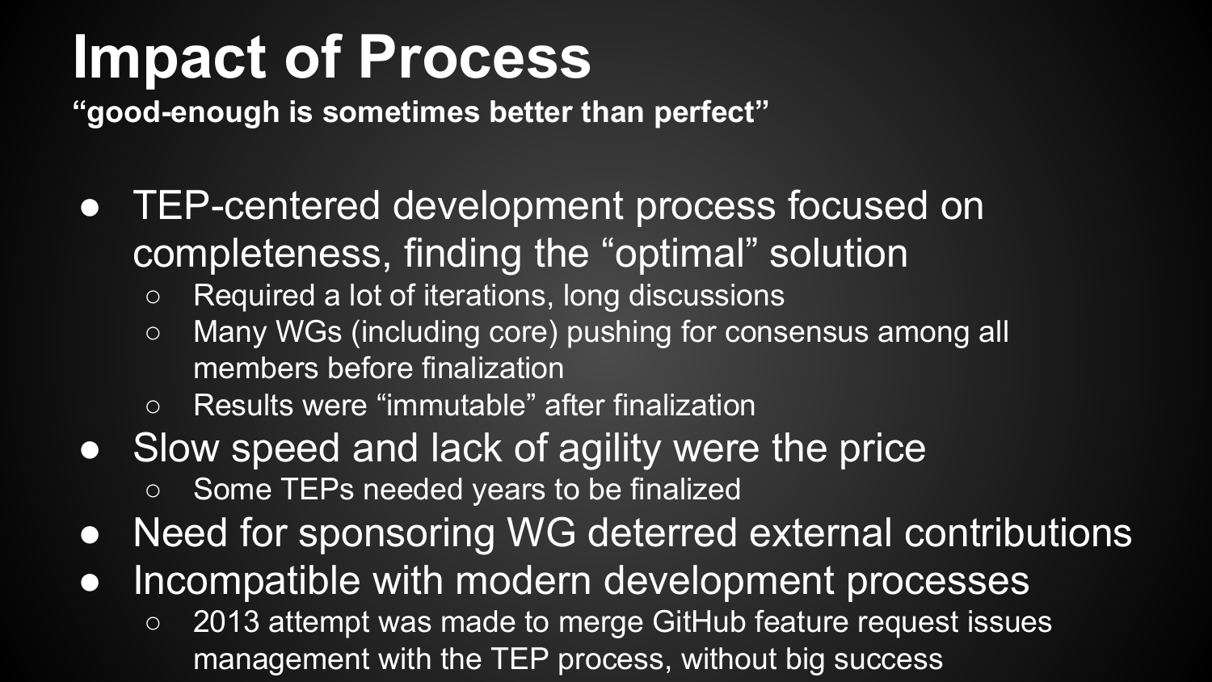# Impact of Process

**"good-enough is sometimes better than perfect"**

- TEP-centered development process focused on completeness, finding the "optimal" solution
  - Required a lot of iterations, long discussions
  - Many WGs (including core) pushing for consensus among all members before finalization
  - Results were "immutable" after finalization
- Slow speed and lack of agility were the price
  - Some TEPs needed years to be finalized
- Need for sponsoring WG deterred external contributions
- Incompatible with modern development processes
  - 2013 attempt was made to merge GitHub feature request issues management with the TEP process, without big success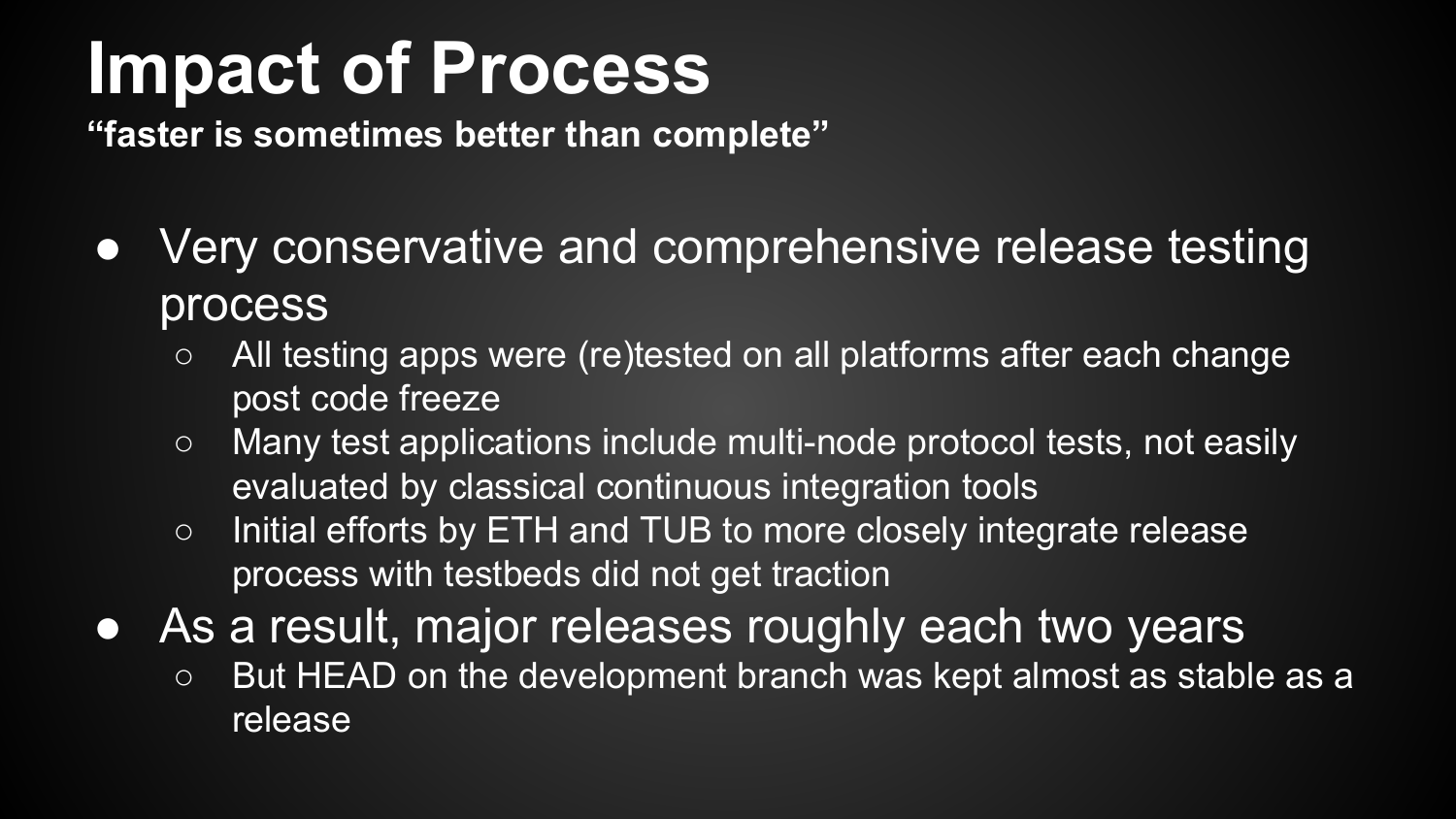# Impact of Process

**"faster is sometimes better than complete"**

- Very conservative and comprehensive release testing process
  - All testing apps were (re)tested on all platforms after each change post code freeze
  - Many test applications include multi-node protocol tests, not easily evaluated by classical continuous integration tools
  - Initial efforts by ETH and TUB to more closely integrate release process with testbeds did not get traction
- As a result, major releases roughly each two years
  - But HEAD on the development branch was kept almost as stable as a release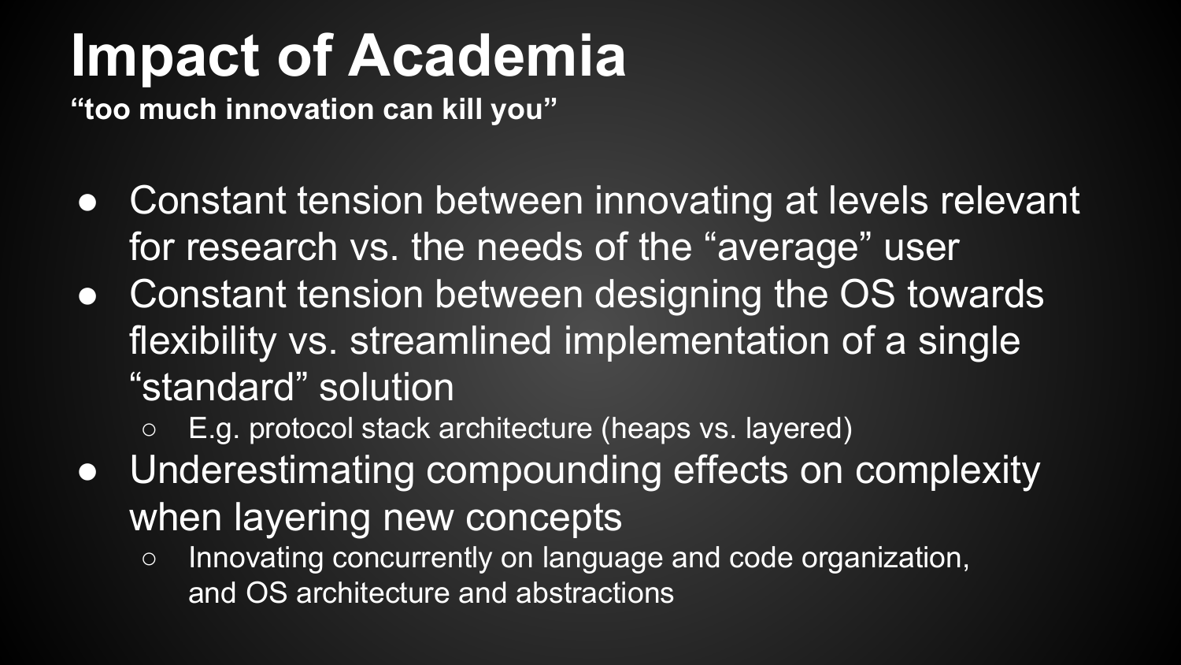# Impact of Academia

**“too much innovation can kill you”**

- Constant tension between innovating at levels relevant for research vs. the needs of the “average” user
- Constant tension between designing the OS towards flexibility vs. streamlined implementation of a single “standard” solution
  - E.g. protocol stack architecture (heaps vs. layered)
- Underestimating compounding effects on complexity when layering new concepts
  - Innovating concurrently on language and code organization, and OS architecture and abstractions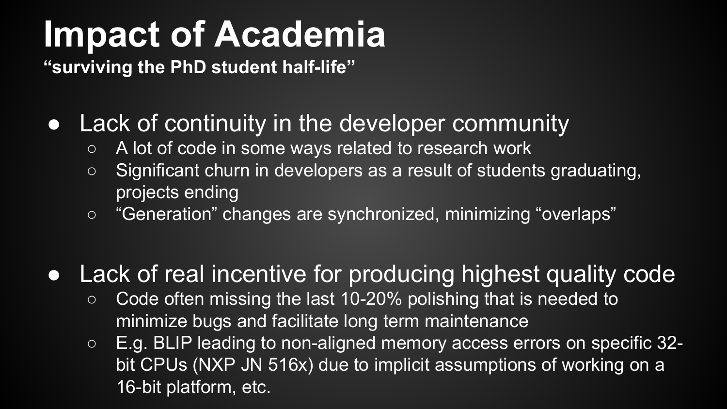# Impact of Academia

**"surviving the PhD student half-life"**

- Lack of continuity in the developer community
  - A lot of code in some ways related to research work
  - Significant churn in developers as a result of students graduating, projects ending
  - "Generation" changes are synchronized, minimizing "overlaps"

- Lack of real incentive for producing highest quality code
  - Code often missing the last 10-20% polishing that is needed to minimize bugs and facilitate long term maintenance
  - E.g. BLIP leading to non-aligned memory access errors on specific 32-bit CPUs (NXP JN 516x) due to implicit assumptions of working on a 16-bit platform, etc.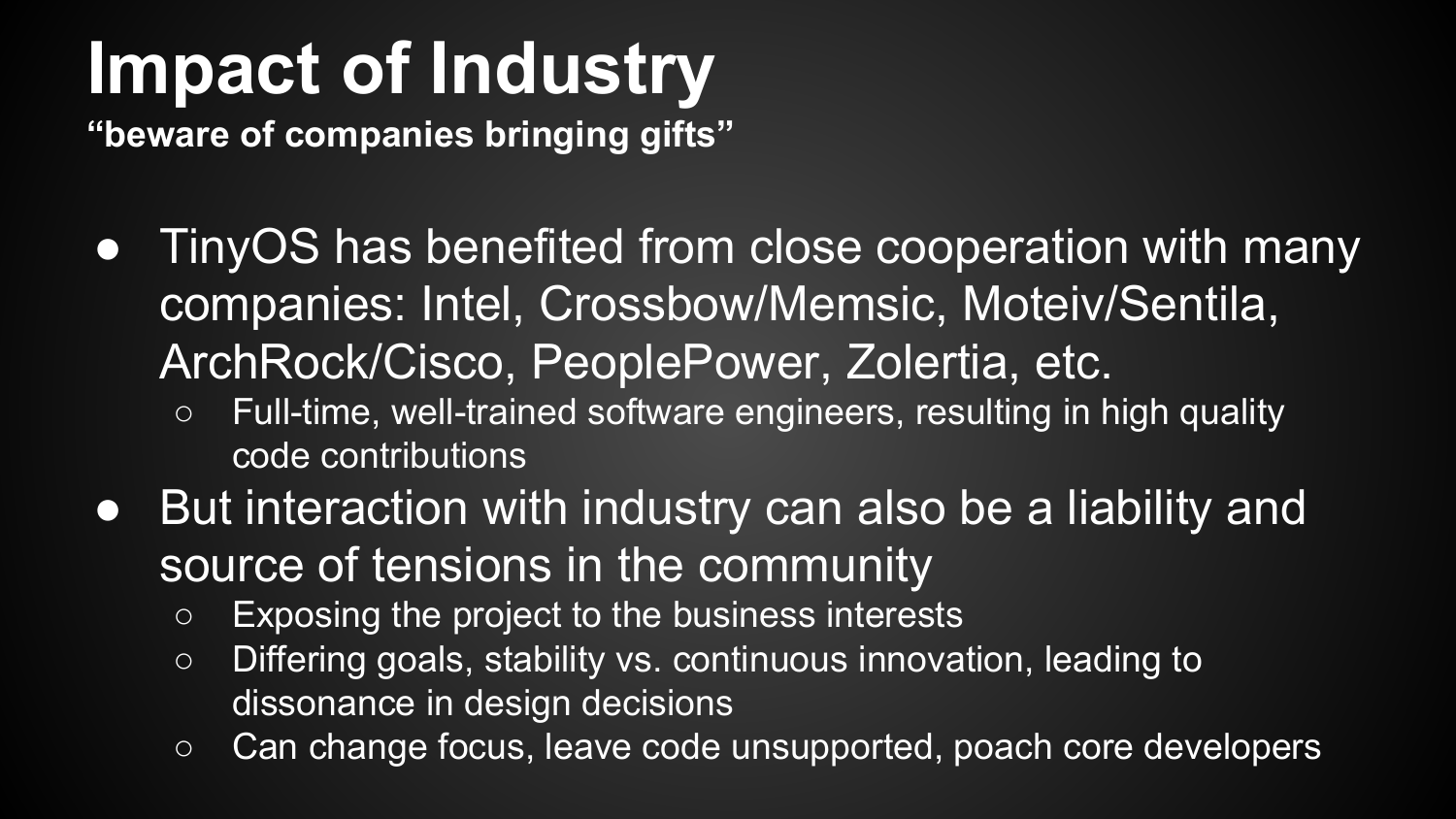# Impact of Industry

**“beware of companies bringing gifts”**

- TinyOS has benefited from close cooperation with many companies: Intel, Crossbow/Memsic, Moteiv/Sentila, ArchRock/Cisco, PeoplePower, Zolertia, etc.
  - Full-time, well-trained software engineers, resulting in high quality code contributions
- But interaction with industry can also be a liability and source of tensions in the community
  - Exposing the project to the business interests
  - Differing goals, stability vs. continuous innovation, leading to dissonance in design decisions
  - Can change focus, leave code unsupported, poach core developers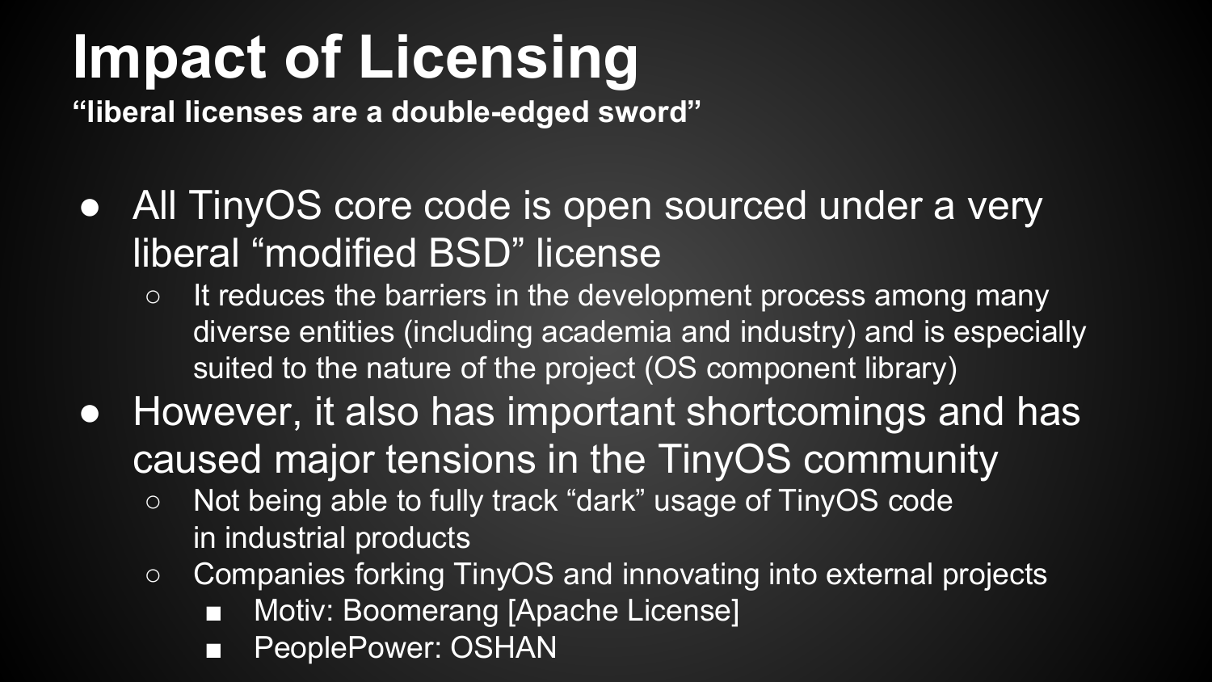# Impact of Licensing

**“liberal licenses are a double-edged sword”**

- All TinyOS core code is open sourced under a very liberal “modified BSD” license
  - It reduces the barriers in the development process among many diverse entities (including academia and industry) and is especially suited to the nature of the project (OS component library)
- However, it also has important shortcomings and has caused major tensions in the TinyOS community
  - Not being able to fully track “dark” usage of TinyOS code in industrial products
  - Companies forking TinyOS and innovating into external projects
    - Motiv: Boomerang [Apache License]
    - PeoplePower: OSHAN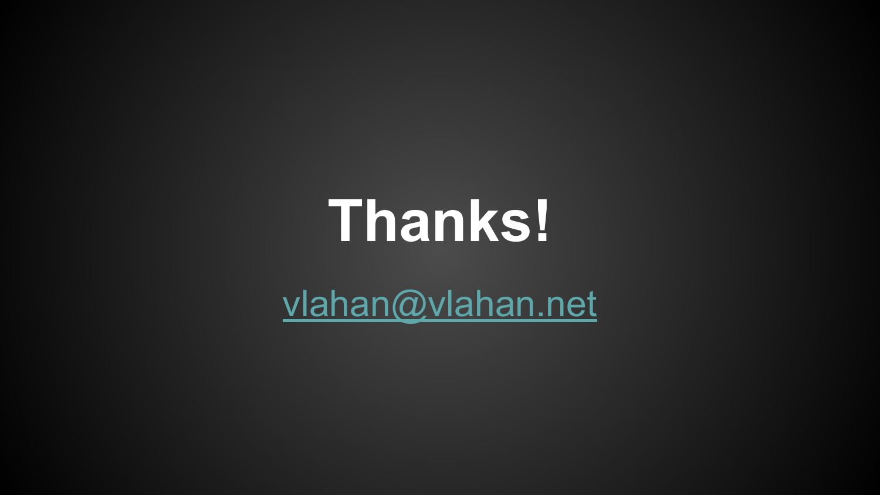# Thanks!

vlahan@vlahan.net